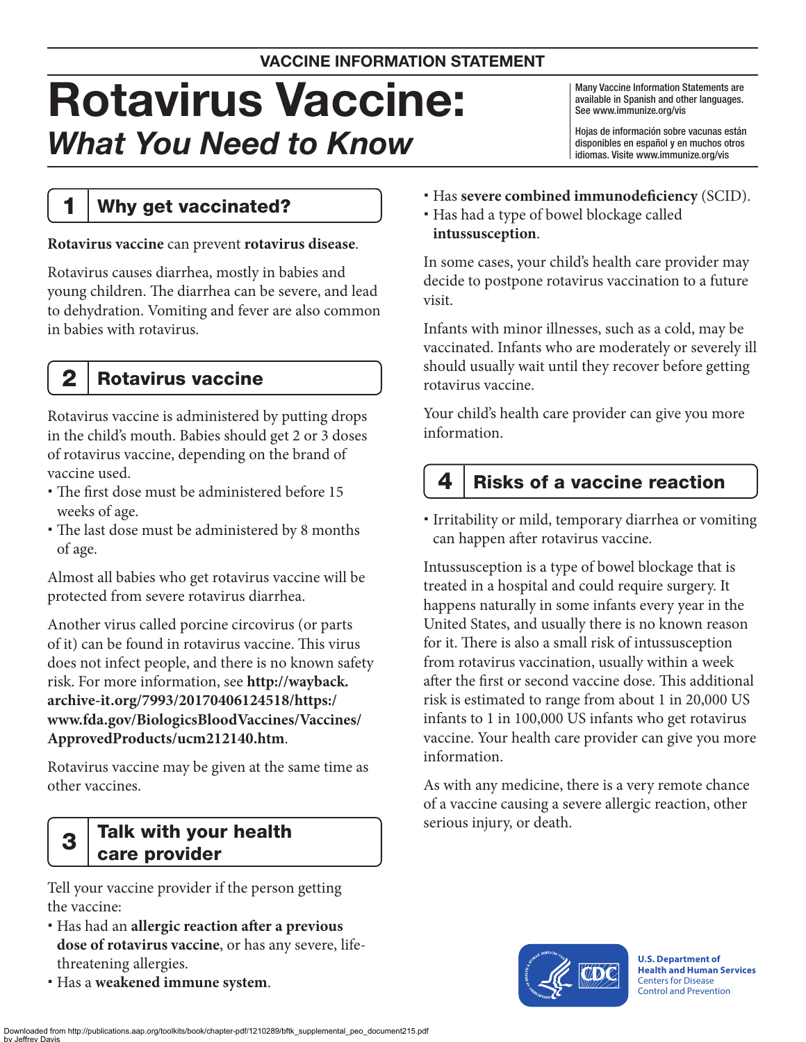VACCINE INFORMATION STATEMENT

# Rotavirus Vaccine: *What You Need to Know*

Many Vaccine Information Statements are available in Spanish and other languages. See www.immunize.org/vis

Hojas de información sobre vacunas están disponibles en español y en muchos otros idiomas. Visite www.immunize.org/vis

## 1 Why get vaccinated?

**Rotavirus vaccine** can prevent **rotavirus disease**.

Rotavirus causes diarrhea, mostly in babies and young children. The diarrhea can be severe, and lead to dehydration. Vomiting and fever are also common in babies with rotavirus.

## 2 Rotavirus vaccine

Rotavirus vaccine is administered by putting drops in the child's mouth. Babies should get 2 or 3 doses of rotavirus vaccine, depending on the brand of vaccine used.

- The first dose must be administered before 15 weeks of age.
- The last dose must be administered by 8 months of age.

Almost all babies who get rotavirus vaccine will be protected from severe rotavirus diarrhea.

Another virus called porcine circovirus (or parts of it) can be found in rotavirus vaccine. This virus does not infect people, and there is no known safety risk. For more information, see **http://wayback.archive-it.org/7993/20170406124518/https:/www.fda.gov/BiologicsBloodVaccines/Vaccines/ApprovedProducts/ucm212140.htm**.

Rotavirus vaccine may be given at the same time as other vaccines.

## 3 Talk with your health care provider

Tell your vaccine provider if the person getting the vaccine:

- Has had an **allergic reaction after a previous dose of rotavirus vaccine**, or has any severe, life-threatening allergies.
- Has a **weakened immune system**.
- Has **severe combined immunodeficiency** (SCID).
- Has had a type of bowel blockage called **intussusception**.

In some cases, your child's health care provider may decide to postpone rotavirus vaccination to a future visit.

Infants with minor illnesses, such as a cold, may be vaccinated. Infants who are moderately or severely ill should usually wait until they recover before getting rotavirus vaccine.

Your child's health care provider can give you more information.

## 4 Risks of a vaccine reaction

- Irritability or mild, temporary diarrhea or vomiting can happen after rotavirus vaccine.

Intussusception is a type of bowel blockage that is treated in a hospital and could require surgery. It happens naturally in some infants every year in the United States, and usually there is no known reason for it. There is also a small risk of intussusception from rotavirus vaccination, usually within a week after the first or second vaccine dose. This additional risk is estimated to range from about 1 in 20,000 US infants to 1 in 100,000 US infants who get rotavirus vaccine. Your health care provider can give you more information.

As with any medicine, there is a very remote chance of a vaccine causing a severe allergic reaction, other serious injury, or death.

U.S. Department of Health and Human Services
Centers for Disease Control and Prevention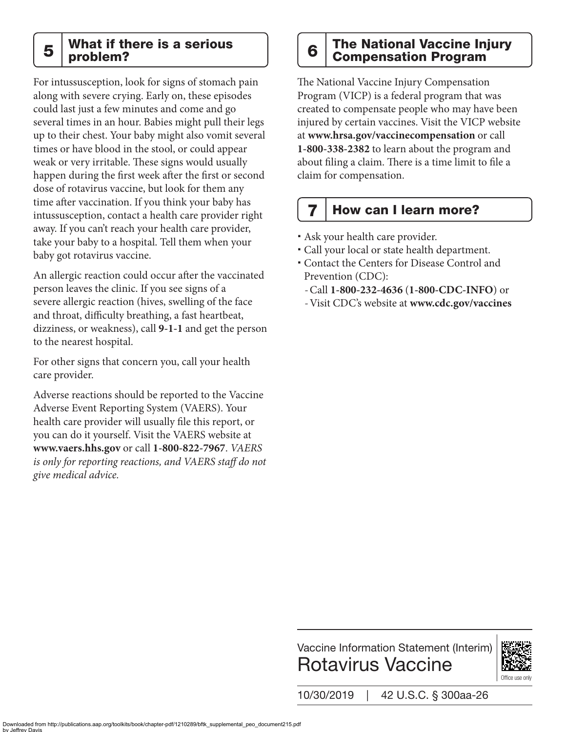## 5 What if there is a serious problem?

For intussusception, look for signs of stomach pain along with severe crying. Early on, these episodes could last just a few minutes and come and go several times in an hour. Babies might pull their legs up to their chest. Your baby might also vomit several times or have blood in the stool, or could appear weak or very irritable. These signs would usually happen during the first week after the first or second dose of rotavirus vaccine, but look for them any time after vaccination. If you think your baby has intussusception, contact a health care provider right away. If you can't reach your health care provider, take your baby to a hospital. Tell them when your baby got rotavirus vaccine.

An allergic reaction could occur after the vaccinated person leaves the clinic. If you see signs of a severe allergic reaction (hives, swelling of the face and throat, difficulty breathing, a fast heartbeat, dizziness, or weakness), call **9-1-1** and get the person to the nearest hospital.

For other signs that concern you, call your health care provider.

Adverse reactions should be reported to the Vaccine Adverse Event Reporting System (VAERS). Your health care provider will usually file this report, or you can do it yourself. Visit the VAERS website at **www.vaers.hhs.gov** or call **1-800-822-7967**. *VAERS is only for reporting reactions, and VAERS staff do not give medical advice.*

## 6 The National Vaccine Injury Compensation Program

The National Vaccine Injury Compensation Program (VICP) is a federal program that was created to compensate people who may have been injured by certain vaccines. Visit the VICP website at **www.hrsa.gov/vaccinecompensation** or call **1-800-338-2382** to learn about the program and about filing a claim. There is a time limit to file a claim for compensation.

## 7 How can I learn more?

- Ask your health care provider.
- Call your local or state health department.
- Contact the Centers for Disease Control and Prevention (CDC):
  - Call **1-800-232-4636** (**1-800-CDC-INFO**) or
  - Visit CDC's website at **www.cdc.gov/vaccines**

Vaccine Information Statement (Interim)

Rotavirus Vaccine

Office use only

10/30/2019 | 42 U.S.C. § 300aa-26